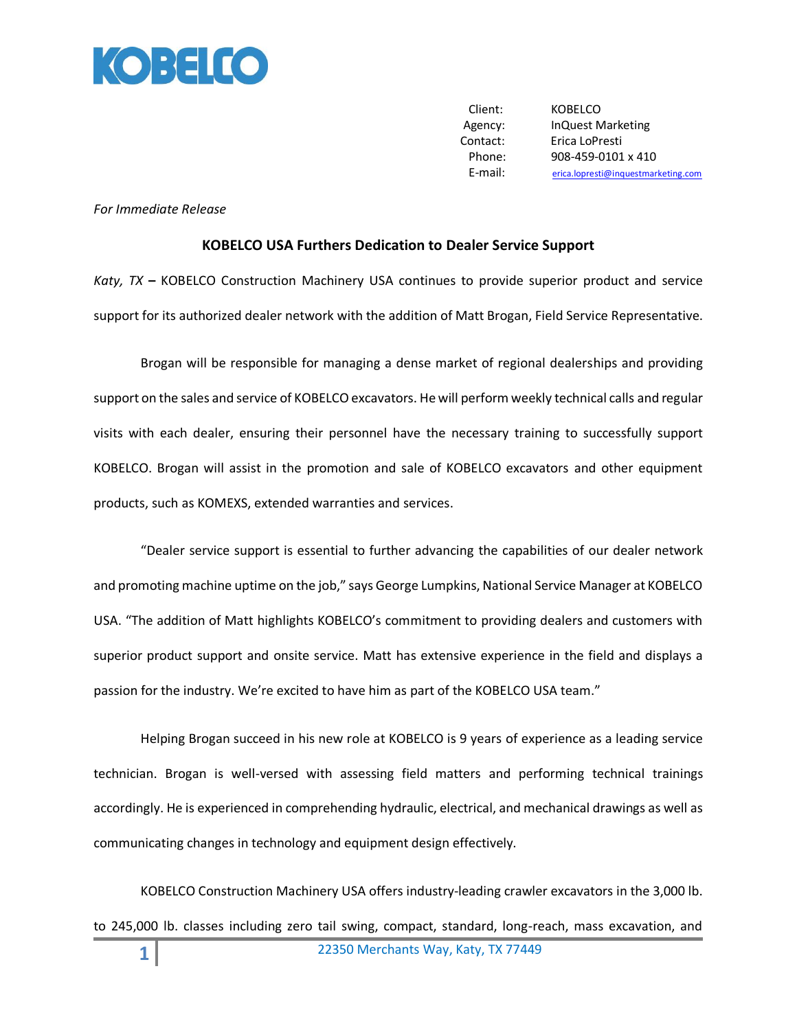KOBELCO

| | |
|---|---|
| Client: | KOBELCO |
| Agency: | InQuest Marketing |
| Contact: | Erica LoPresti |
| Phone: | 908-459-0101 x 410 |
| E-mail: | erica.lopresti@inquestmarketing.com |

*For Immediate Release*

**KOBELCO USA Furthers Dedication to Dealer Service Support**

*Katy, TX* **–** KOBELCO Construction Machinery USA continues to provide superior product and service support for its authorized dealer network with the addition of Matt Brogan, Field Service Representative.

Brogan will be responsible for managing a dense market of regional dealerships and providing support on the sales and service of KOBELCO excavators. He will perform weekly technical calls and regular visits with each dealer, ensuring their personnel have the necessary training to successfully support KOBELCO. Brogan will assist in the promotion and sale of KOBELCO excavators and other equipment products, such as KOMEXS, extended warranties and services.

"Dealer service support is essential to further advancing the capabilities of our dealer network and promoting machine uptime on the job," says George Lumpkins, National Service Manager at KOBELCO USA. "The addition of Matt highlights KOBELCO's commitment to providing dealers and customers with superior product support and onsite service. Matt has extensive experience in the field and displays a passion for the industry. We're excited to have him as part of the KOBELCO USA team."

Helping Brogan succeed in his new role at KOBELCO is 9 years of experience as a leading service technician. Brogan is well-versed with assessing field matters and performing technical trainings accordingly. He is experienced in comprehending hydraulic, electrical, and mechanical drawings as well as communicating changes in technology and equipment design effectively.

KOBELCO Construction Machinery USA offers industry-leading crawler excavators in the 3,000 lb. to 245,000 lb. classes including zero tail swing, compact, standard, long-reach, mass excavation, and

22350 Merchants Way, Katy, TX 77449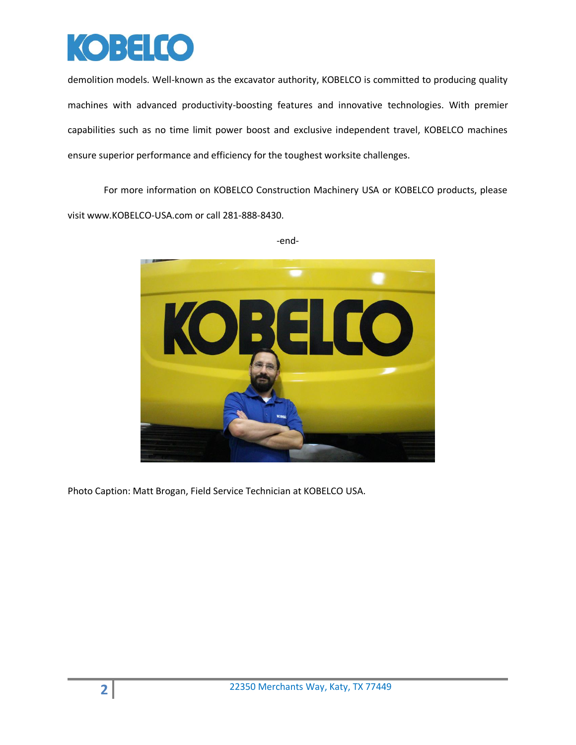demolition models. Well-known as the excavator authority, KOBELCO is committed to producing quality machines with advanced productivity-boosting features and innovative technologies. With premier capabilities such as no time limit power boost and exclusive independent travel, KOBELCO machines ensure superior performance and efficiency for the toughest worksite challenges.

For more information on KOBELCO Construction Machinery USA or KOBELCO products, please visit www.KOBELCO-USA.com or call 281-888-8430.

-end-

Photo Caption: Matt Brogan, Field Service Technician at KOBELCO USA.